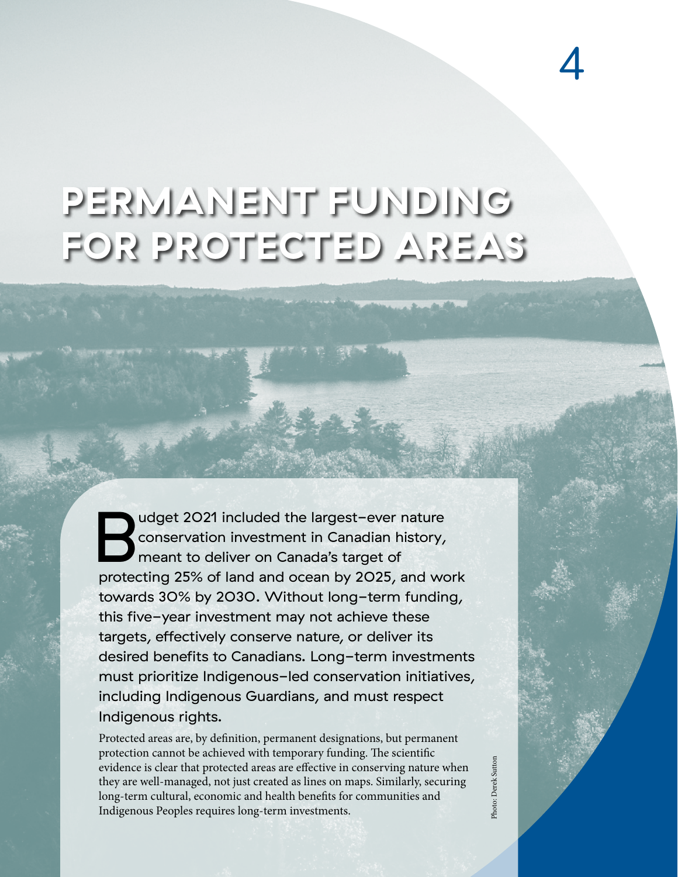# PERMANENT FUNDING FOR PROTECTED AREAS

Budget 2021 included the largest-ever nature conservation investment in Canadian history, meant to deliver on Canada's target of protecting 25% of land and ocean by 2025, and work towards 30% by 2030. Without long-term funding, this five-year investment may not achieve these targets, effectively conserve nature, or deliver its desired benefits to Canadians. Long-term investments must prioritize Indigenous-led conservation initiatives, including Indigenous Guardians, and must respect Indigenous rights.

Protected areas are, by definition, permanent designations, but permanent protection cannot be achieved with temporary funding. The scientific evidence is clear that protected areas are effective in conserving nature when they are well-managed, not just created as lines on maps. Similarly, securing long-term cultural, economic and health benefits for communities and Indigenous Peoples requires long-term investments.

Photo: Derek Sutton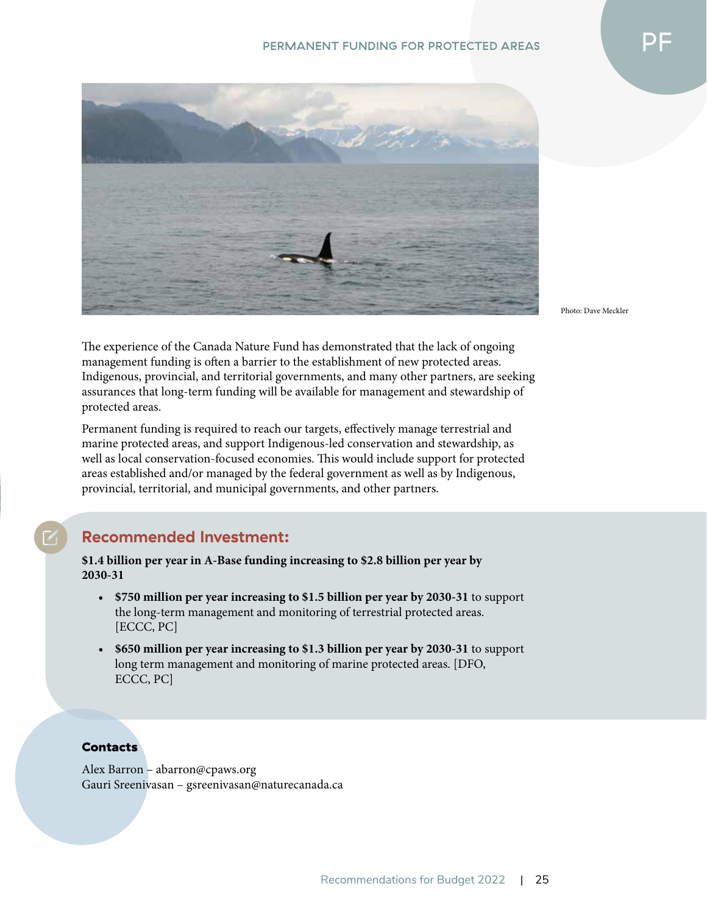Photo: Dave Meckler

The experience of the Canada Nature Fund has demonstrated that the lack of ongoing management funding is often a barrier to the establishment of new protected areas. Indigenous, provincial, and territorial governments, and many other partners, are seeking assurances that long-term funding will be available for management and stewardship of protected areas.

Permanent funding is required to reach our targets, effectively manage terrestrial and marine protected areas, and support Indigenous-led conservation and stewardship, as well as local conservation-focused economies. This would include support for protected areas established and/or managed by the federal government as well as by Indigenous, provincial, territorial, and municipal governments, and other partners.

## Recommended Investment:

**$1.4 billion per year in A-Base funding increasing to $2.8 billion per year by 2030-31**

- **$750 million per year increasing to $1.5 billion per year by 2030-31** to support the long-term management and monitoring of terrestrial protected areas. [ECCC, PC]
- **$650 million per year increasing to $1.3 billion per year by 2030-31** to support long term management and monitoring of marine protected areas. [DFO, ECCC, PC]

### Contacts

Alex Barron – abarron@cpaws.org
Gauri Sreenivasan – gsreenivasan@naturecanada.ca